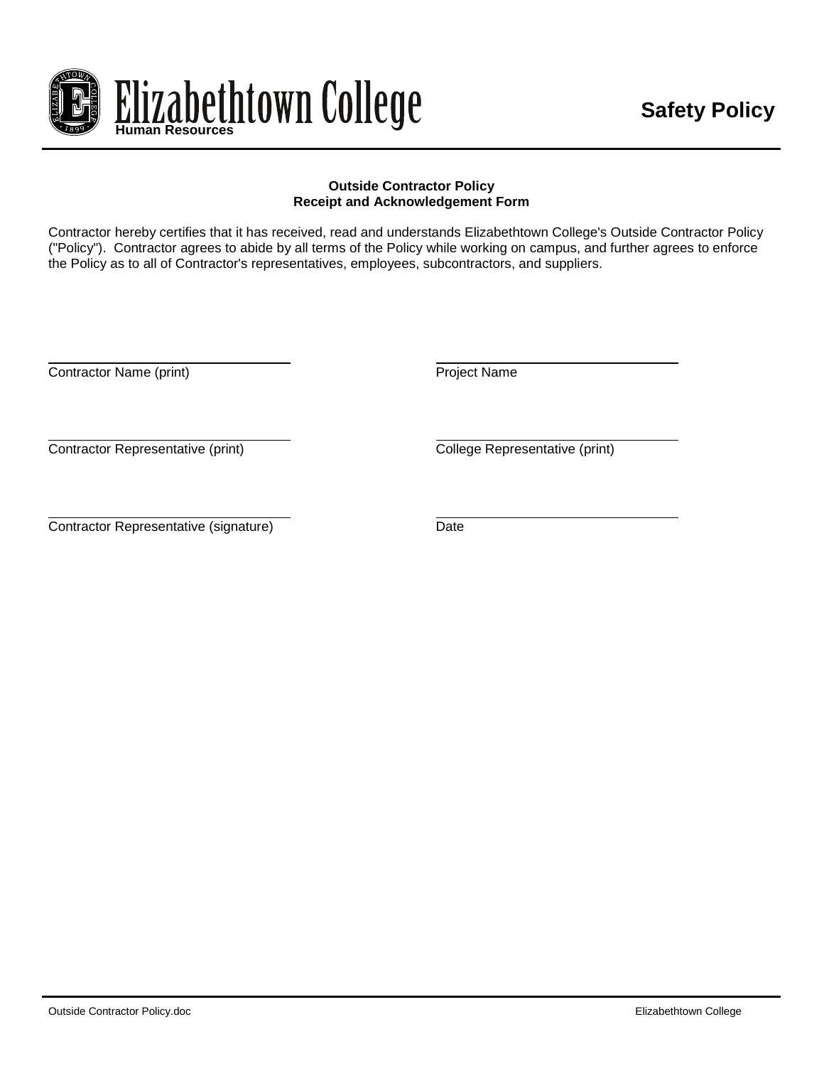Elizabethtown College
Human Resources

**Safety Policy**

### Outside Contractor Policy
### Receipt and Acknowledgement Form

Contractor hereby certifies that it has received, read and understands Elizabethtown College's Outside Contractor Policy ("Policy"). Contractor agrees to abide by all terms of the Policy while working on campus, and further agrees to enforce the Policy as to all of Contractor's representatives, employees, subcontractors, and suppliers.

| | |
|---|---|
| ______________________________ | ______________________________ |
| Contractor Name (print) | Project Name |
| ______________________________ | ______________________________ |
| Contractor Representative (print) | College Representative (print) |
| ______________________________ | ______________________________ |
| Contractor Representative (signature) | Date |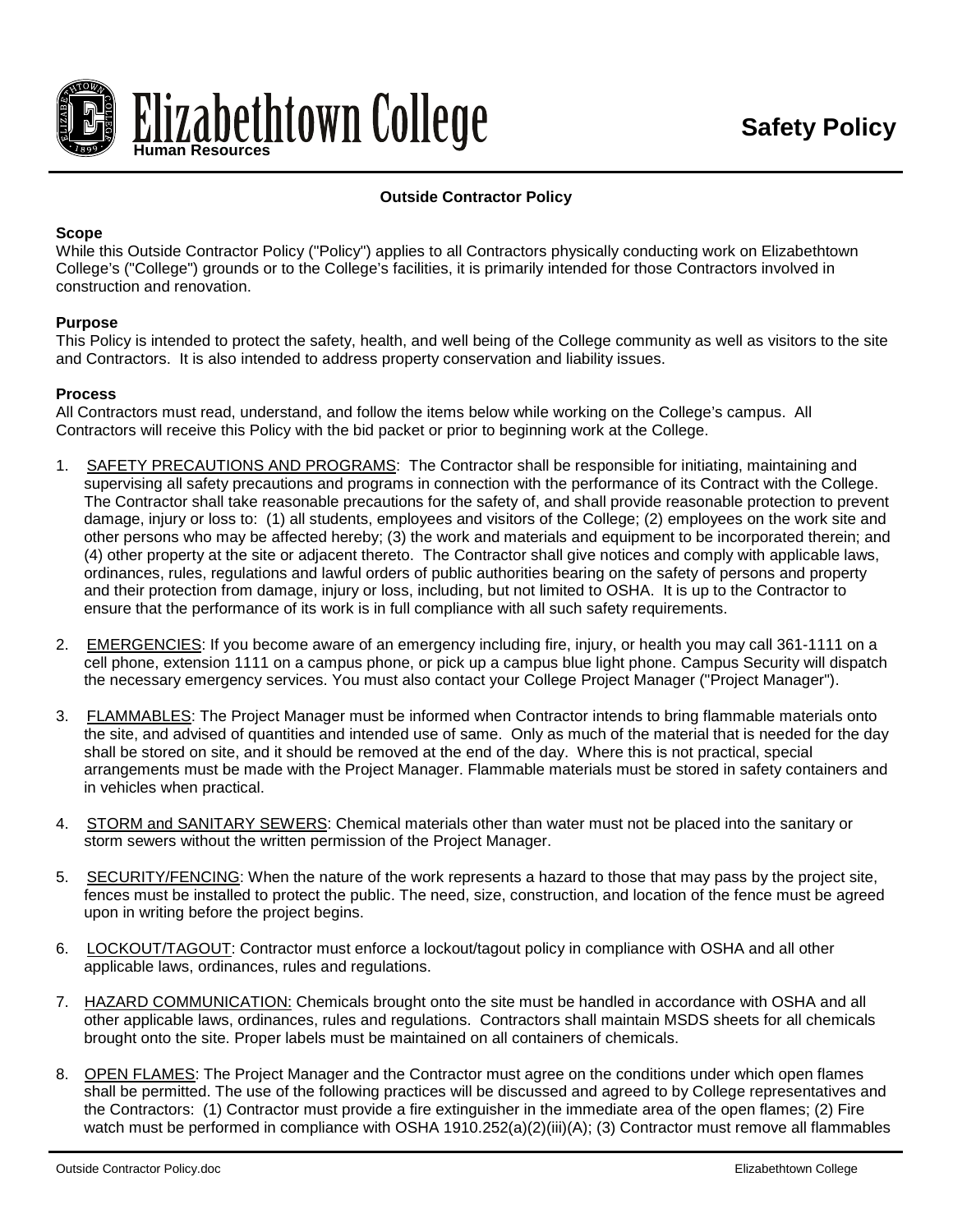# Safety Policy

## Outside Contractor Policy

### Scope

While this Outside Contractor Policy ("Policy") applies to all Contractors physically conducting work on Elizabethtown College's ("College") grounds or to the College's facilities, it is primarily intended for those Contractors involved in construction and renovation.

### Purpose

This Policy is intended to protect the safety, health, and well being of the College community as well as visitors to the site and Contractors. It is also intended to address property conservation and liability issues.

### Process

All Contractors must read, understand, and follow the items below while working on the College's campus. All Contractors will receive this Policy with the bid packet or prior to beginning work at the College.

1. <u>SAFETY PRECAUTIONS AND PROGRAMS</u>: The Contractor shall be responsible for initiating, maintaining and supervising all safety precautions and programs in connection with the performance of its Contract with the College. The Contractor shall take reasonable precautions for the safety of, and shall provide reasonable protection to prevent damage, injury or loss to: (1) all students, employees and visitors of the College; (2) employees on the work site and other persons who may be affected hereby; (3) the work and materials and equipment to be incorporated therein; and (4) other property at the site or adjacent thereto. The Contractor shall give notices and comply with applicable laws, ordinances, rules, regulations and lawful orders of public authorities bearing on the safety of persons and property and their protection from damage, injury or loss, including, but not limited to OSHA. It is up to the Contractor to ensure that the performance of its work is in full compliance with all such safety requirements.

2. <u>EMERGENCIES</u>: If you become aware of an emergency including fire, injury, or health you may call 361-1111 on a cell phone, extension 1111 on a campus phone, or pick up a campus blue light phone. Campus Security will dispatch the necessary emergency services. You must also contact your College Project Manager ("Project Manager").

3. <u>FLAMMABLES</u>: The Project Manager must be informed when Contractor intends to bring flammable materials onto the site, and advised of quantities and intended use of same. Only as much of the material that is needed for the day shall be stored on site, and it should be removed at the end of the day. Where this is not practical, special arrangements must be made with the Project Manager. Flammable materials must be stored in safety containers and in vehicles when practical.

4. <u>STORM and SANITARY SEWERS</u>: Chemical materials other than water must not be placed into the sanitary or storm sewers without the written permission of the Project Manager.

5. <u>SECURITY/FENCING</u>: When the nature of the work represents a hazard to those that may pass by the project site, fences must be installed to protect the public. The need, size, construction, and location of the fence must be agreed upon in writing before the project begins.

6. <u>LOCKOUT/TAGOUT</u>: Contractor must enforce a lockout/tagout policy in compliance with OSHA and all other applicable laws, ordinances, rules and regulations.

7. <u>HAZARD COMMUNICATION:</u> Chemicals brought onto the site must be handled in accordance with OSHA and all other applicable laws, ordinances, rules and regulations. Contractors shall maintain MSDS sheets for all chemicals brought onto the site. Proper labels must be maintained on all containers of chemicals.

8. <u>OPEN FLAMES</u>: The Project Manager and the Contractor must agree on the conditions under which open flames shall be permitted. The use of the following practices will be discussed and agreed to by College representatives and the Contractors: (1) Contractor must provide a fire extinguisher in the immediate area of the open flames; (2) Fire watch must be performed in compliance with OSHA 1910.252(a)(2)(iii)(A); (3) Contractor must remove all flammables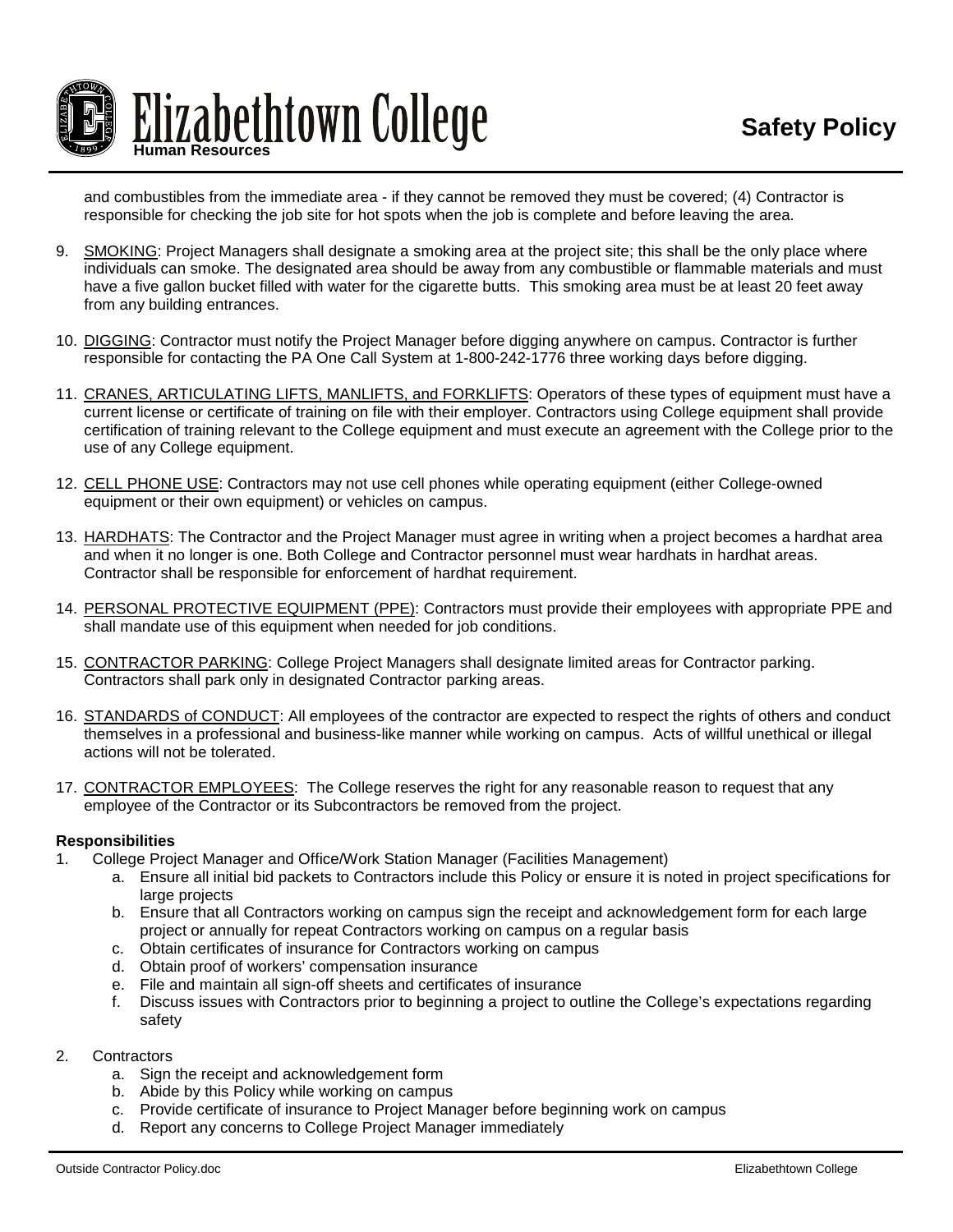and combustibles from the immediate area - if they cannot be removed they must be covered; (4) Contractor is responsible for checking the job site for hot spots when the job is complete and before leaving the area.

9. SMOKING: Project Managers shall designate a smoking area at the project site; this shall be the only place where individuals can smoke. The designated area should be away from any combustible or flammable materials and must have a five gallon bucket filled with water for the cigarette butts. This smoking area must be at least 20 feet away from any building entrances.

10. DIGGING: Contractor must notify the Project Manager before digging anywhere on campus. Contractor is further responsible for contacting the PA One Call System at 1-800-242-1776 three working days before digging.

11. CRANES, ARTICULATING LIFTS, MANLIFTS, and FORKLIFTS: Operators of these types of equipment must have a current license or certificate of training on file with their employer. Contractors using College equipment shall provide certification of training relevant to the College equipment and must execute an agreement with the College prior to the use of any College equipment.

12. CELL PHONE USE: Contractors may not use cell phones while operating equipment (either College-owned equipment or their own equipment) or vehicles on campus.

13. HARDHATS: The Contractor and the Project Manager must agree in writing when a project becomes a hardhat area and when it no longer is one. Both College and Contractor personnel must wear hardhats in hardhat areas. Contractor shall be responsible for enforcement of hardhat requirement.

14. PERSONAL PROTECTIVE EQUIPMENT (PPE): Contractors must provide their employees with appropriate PPE and shall mandate use of this equipment when needed for job conditions.

15. CONTRACTOR PARKING: College Project Managers shall designate limited areas for Contractor parking. Contractors shall park only in designated Contractor parking areas.

16. STANDARDS of CONDUCT: All employees of the contractor are expected to respect the rights of others and conduct themselves in a professional and business-like manner while working on campus. Acts of willful unethical or illegal actions will not be tolerated.

17. CONTRACTOR EMPLOYEES: The College reserves the right for any reasonable reason to request that any employee of the Contractor or its Subcontractors be removed from the project.

**Responsibilities**

1. College Project Manager and Office/Work Station Manager (Facilities Management)
   a. Ensure all initial bid packets to Contractors include this Policy or ensure it is noted in project specifications for large projects
   b. Ensure that all Contractors working on campus sign the receipt and acknowledgement form for each large project or annually for repeat Contractors working on campus on a regular basis
   c. Obtain certificates of insurance for Contractors working on campus
   d. Obtain proof of workers' compensation insurance
   e. File and maintain all sign-off sheets and certificates of insurance
   f. Discuss issues with Contractors prior to beginning a project to outline the College's expectations regarding safety

2. Contractors
   a. Sign the receipt and acknowledgement form
   b. Abide by this Policy while working on campus
   c. Provide certificate of insurance to Project Manager before beginning work on campus
   d. Report any concerns to College Project Manager immediately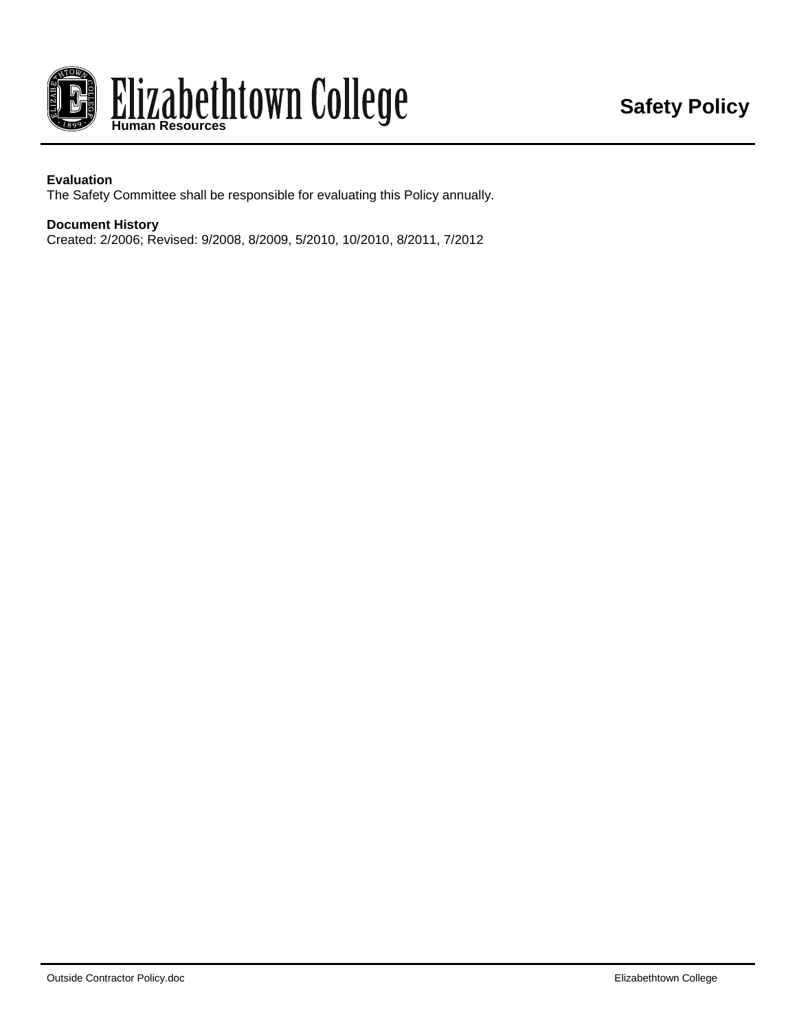**Evaluation**
The Safety Committee shall be responsible for evaluating this Policy annually.

**Document History**
Created: 2/2006; Revised: 9/2008, 8/2009, 5/2010, 10/2010, 8/2011, 7/2012